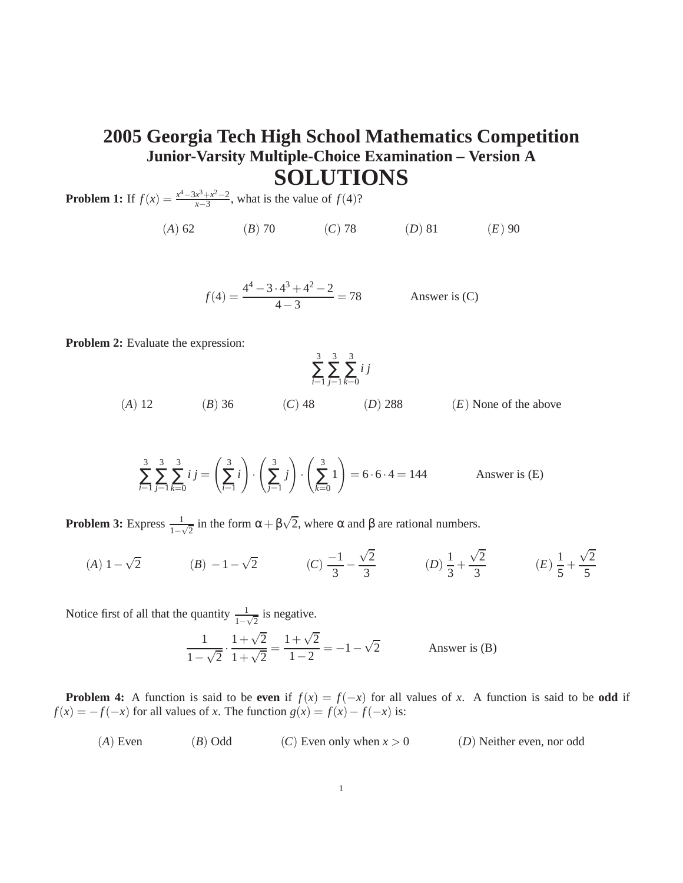# 2005 Georgia Tech High School Mathematics Competition

## Junior-Varsity Multiple-Choice Examination – Version A

# SOLUTIONS

**Problem 1:** If $f(x) = \frac{x^4 - 3x^3 + x^2 - 2}{x - 3}$, what is the value of $f(4)$?

$(A)$ 62 $(B)$ 70 $(C)$ 78 $(D)$ 81 $(E)$ 90

$$f(4) = \frac{4^4 - 3 \cdot 4^3 + 4^2 - 2}{4 - 3} = 78$$

Answer is (C)

**Problem 2:** Evaluate the expression:

$$\sum_{i=1}^{3} \sum_{j=1}^{3} \sum_{k=0}^{3} i\, j$$

$(A)$ 12 $(B)$ 36 $(C)$ 48 $(D)$ 288 $(E)$ None of the above

$$\sum_{i=1}^{3} \sum_{j=1}^{3} \sum_{k=0}^{3} i\, j = \left( \sum_{i=1}^{3} i \right) \cdot \left( \sum_{j=1}^{3} j \right) \cdot \left( \sum_{k=0}^{3} 1 \right) = 6 \cdot 6 \cdot 4 = 144$$

Answer is (E)

**Problem 3:** Express $\frac{1}{1 - \sqrt{2}}$ in the form $\alpha + \beta\sqrt{2}$, where $\alpha$ and $\beta$ are rational numbers.

$(A)$ $1 - \sqrt{2}$ $(B)$ $-1 - \sqrt{2}$ $(C)$ $\frac{-1}{3} - \frac{\sqrt{2}}{3}$ $(D)$ $\frac{1}{3} + \frac{\sqrt{2}}{3}$ $(E)$ $\frac{1}{5} + \frac{\sqrt{2}}{5}$

Notice first of all that the quantity $\frac{1}{1 - \sqrt{2}}$ is negative.

$$\frac{1}{1 - \sqrt{2}} \cdot \frac{1 + \sqrt{2}}{1 + \sqrt{2}} = \frac{1 + \sqrt{2}}{1 - 2} = -1 - \sqrt{2}$$

Answer is (B)

**Problem 4:** A function is said to be **even** if $f(x) = f(-x)$ for all values of $x$. A function is said to be **odd** if $f(x) = -f(-x)$ for all values of $x$. The function $g(x) = f(x) - f(-x)$ is:

$(A)$ Even $(B)$ Odd $(C)$ Even only when $x > 0$ $(D)$ Neither even, nor odd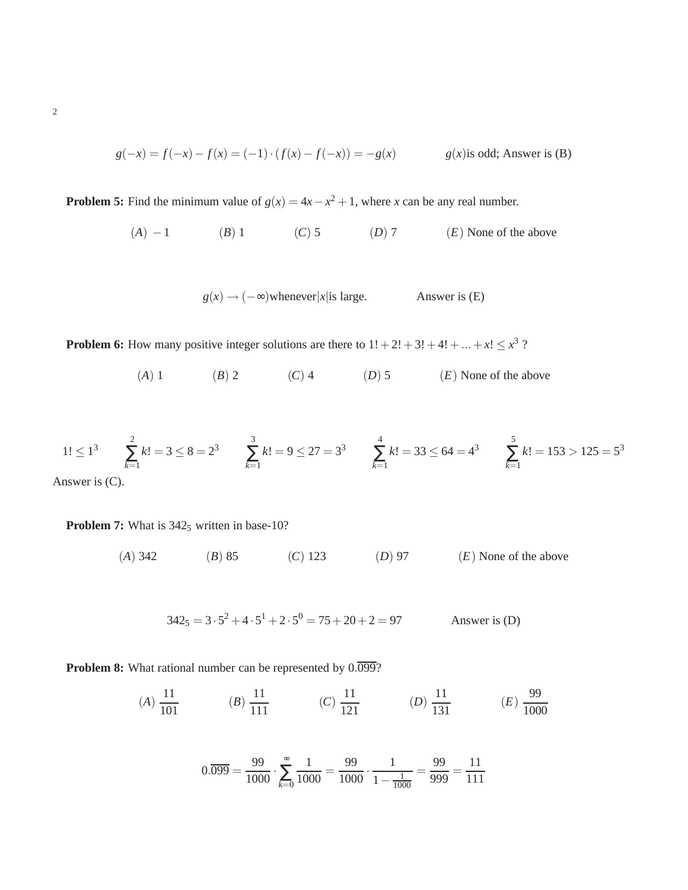$$g(-x) = f(-x) - f(x) = (-1) \cdot (f(x) - f(-x)) = -g(x) \qquad g(x) \text{is odd; Answer is (B)}$$

**Problem 5:** Find the minimum value of $g(x) = 4x - x^2 + 1$, where $x$ can be any real number.

$(A)$ $-1$ $\quad$ $(B)$ 1 $\quad$ $(C)$ 5 $\quad$ $(D)$ 7 $\quad$ $(E)$ None of the above

$$g(x) \to (-\infty) \text{whenever} |x| \text{is large.} \qquad \text{Answer is (E)}$$

**Problem 6:** How many positive integer solutions are there to $1! + 2! + 3! + 4! + ... + x! \leq x^3$ ?

$(A)$ 1 $\quad$ $(B)$ 2 $\quad$ $(C)$ 4 $\quad$ $(D)$ 5 $\quad$ $(E)$ None of the above

$$1! \leq 1^3 \qquad \sum_{k=1}^{2} k! = 3 \leq 8 = 2^3 \qquad \sum_{k=1}^{3} k! = 9 \leq 27 = 3^3 \qquad \sum_{k=1}^{4} k! = 33 \leq 64 = 4^3 \qquad \sum_{k=1}^{5} k! = 153 > 125 = 5^3$$

Answer is (C).

**Problem 7:** What is $342_5$ written in base-10?

$(A)$ 342 $\quad$ $(B)$ 85 $\quad$ $(C)$ 123 $\quad$ $(D)$ 97 $\quad$ $(E)$ None of the above

$$342_5 = 3 \cdot 5^2 + 4 \cdot 5^1 + 2 \cdot 5^0 = 75 + 20 + 2 = 97 \qquad \text{Answer is (D)}$$

**Problem 8:** What rational number can be represented by $0.\overline{099}$?

$(A)$ $\frac{11}{101}$ $\quad$ $(B)$ $\frac{11}{111}$ $\quad$ $(C)$ $\frac{11}{121}$ $\quad$ $(D)$ $\frac{11}{131}$ $\quad$ $(E)$ $\frac{99}{1000}$

$$0.\overline{099} = \frac{99}{1000} \cdot \sum_{k=0}^{\infty} \frac{1}{1000} = \frac{99}{1000} \cdot \frac{1}{1 - \frac{1}{1000}} = \frac{99}{999} = \frac{11}{111}$$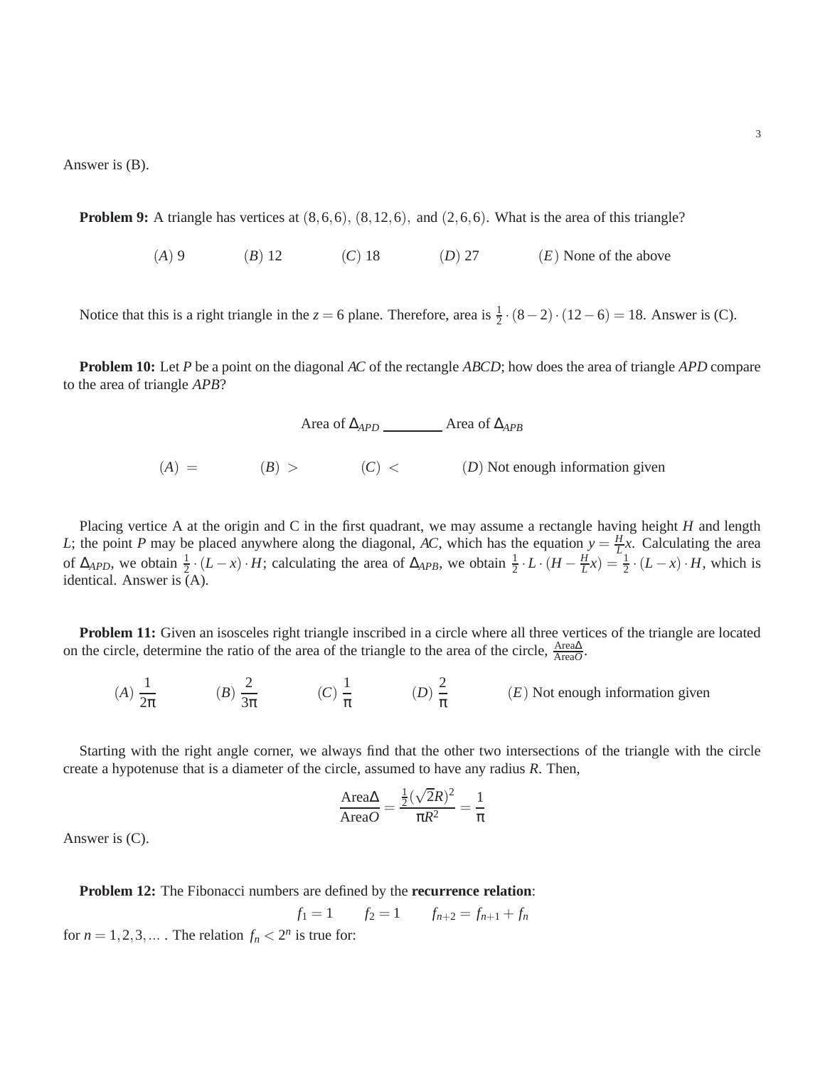Answer is (B).

**Problem 9:** A triangle has vertices at $(8,6,6)$, $(8,12,6)$, and $(2,6,6)$. What is the area of this triangle?

$(A)$ 9 $\quad$ $(B)$ 12 $\quad$ $(C)$ 18 $\quad$ $(D)$ 27 $\quad$ $(E)$ None of the above

Notice that this is a right triangle in the $z = 6$ plane. Therefore, area is $\frac{1}{2} \cdot (8-2) \cdot (12-6) = 18$. Answer is (C).

**Problem 10:** Let $P$ be a point on the diagonal $AC$ of the rectangle $ABCD$; how does the area of triangle $APD$ compare to the area of triangle $APB$?

Area of $\Delta_{APD}$ \_\_\_\_\_\_\_\_ Area of $\Delta_{APB}$

$(A)$ $=$ $\quad$ $(B)$ $>$ $\quad$ $(C)$ $<$ $\quad$ $(D)$ Not enough information given

Placing vertice A at the origin and C in the first quadrant, we may assume a rectangle having height $H$ and length $L$; the point $P$ may be placed anywhere along the diagonal, $AC$, which has the equation $y = \frac{H}{L}x$. Calculating the area of $\Delta_{APD}$, we obtain $\frac{1}{2} \cdot (L-x) \cdot H$; calculating the area of $\Delta_{APB}$, we obtain $\frac{1}{2} \cdot L \cdot (H - \frac{H}{L}x) = \frac{1}{2} \cdot (L-x) \cdot H$, which is identical. Answer is (A).

**Problem 11:** Given an isosceles right triangle inscribed in a circle where all three vertices of the triangle are located on the circle, determine the ratio of the area of the triangle to the area of the circle, $\frac{\text{Area}\Delta}{\text{Area}O}$.

$(A)$ $\frac{1}{2\pi}$ $\quad$ $(B)$ $\frac{2}{3\pi}$ $\quad$ $(C)$ $\frac{1}{\pi}$ $\quad$ $(D)$ $\frac{2}{\pi}$ $\quad$ $(E)$ Not enough information given

Starting with the right angle corner, we always find that the other two intersections of the triangle with the circle create a hypotenuse that is a diameter of the circle, assumed to have any radius $R$. Then,

$$\frac{\text{Area}\Delta}{\text{Area}O} = \frac{\frac{1}{2}(\sqrt{2}R)^2}{\pi R^2} = \frac{1}{\pi}$$

Answer is (C).

**Problem 12:** The Fibonacci numbers are defined by the **recurrence relation**:

$$f_1 = 1 \qquad f_2 = 1 \qquad f_{n+2} = f_{n+1} + f_n$$

for $n = 1, 2, 3, \ldots$ . The relation $f_n < 2^n$ is true for: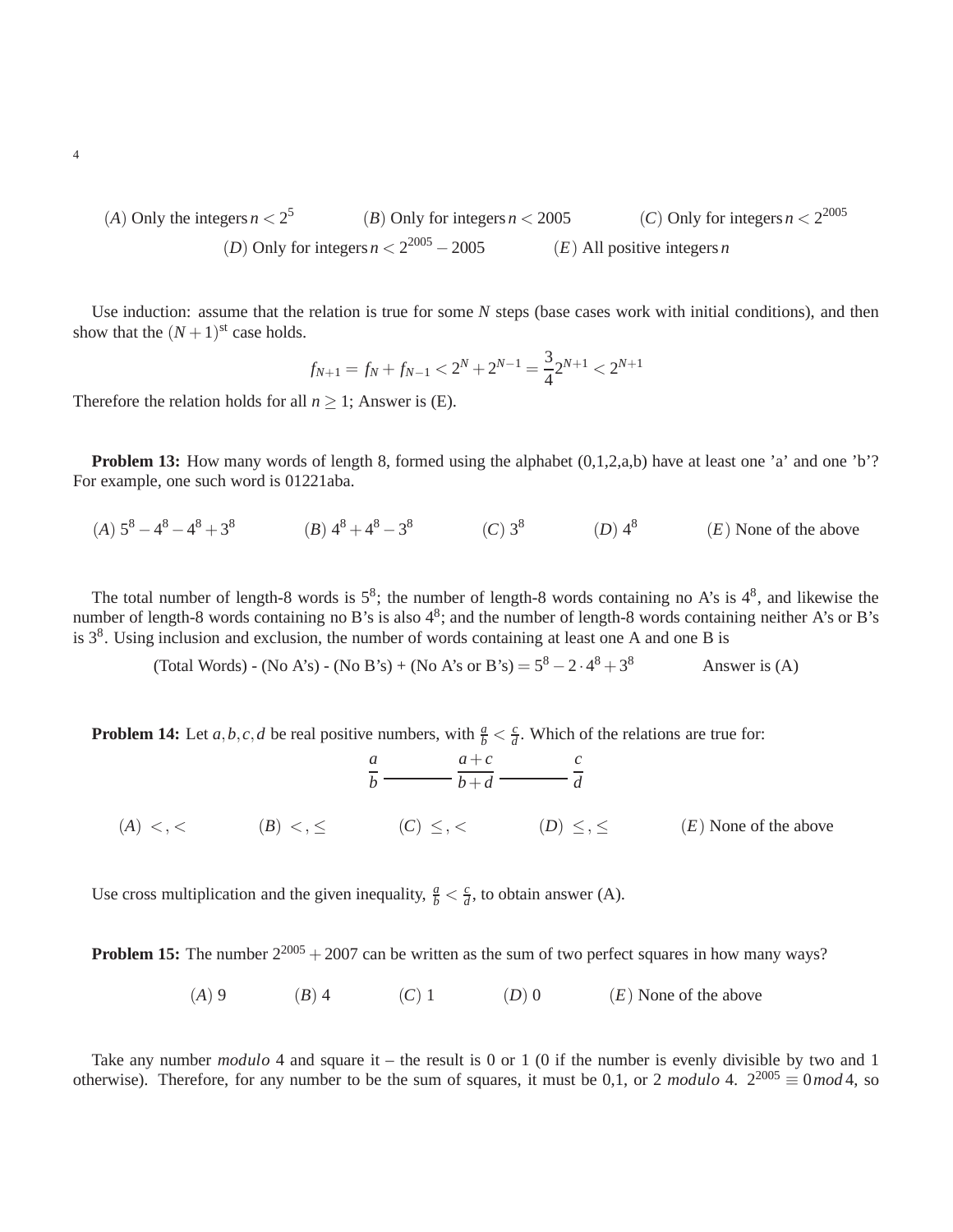$(A)$ Only the integers $n < 2^5$ $(B)$ Only for integers $n < 2005$ $(C)$ Only for integers $n < 2^{2005}$ $(D)$ Only for integers $n < 2^{2005} - 2005$ $(E)$ All positive integers $n$

Use induction: assume that the relation is true for some $N$ steps (base cases work with initial conditions), and then show that the $(N+1)^{\text{st}}$ case holds.

$$f_{N+1} = f_N + f_{N-1} < 2^N + 2^{N-1} = \frac{3}{4}2^{N+1} < 2^{N+1}$$

Therefore the relation holds for all $n \geq 1$; Answer is (E).

**Problem 13:** How many words of length 8, formed using the alphabet (0,1,2,a,b) have at least one 'a' and one 'b'? For example, one such word is 01221aba.

$(A)$ $5^8 - 4^8 - 4^8 + 3^8$ $(B)$ $4^8 + 4^8 - 3^8$ $(C)$ $3^8$ $(D)$ $4^8$ $(E)$ None of the above

The total number of length-8 words is $5^8$; the number of length-8 words containing no A's is $4^8$, and likewise the number of length-8 words containing no B's is also $4^8$; and the number of length-8 words containing neither A's or B's is $3^8$. Using inclusion and exclusion, the number of words containing at least one A and one B is

$$\text{(Total Words) - (No A's) - (No B's) + (No A's or B's)} = 5^8 - 2 \cdot 4^8 + 3^8 \qquad \text{Answer is (A)}$$

**Problem 14:** Let $a, b, c, d$ be real positive numbers, with $\frac{a}{b} < \frac{c}{d}$. Which of the relations are true for:

$$\frac{a}{b} \ \underline{\hspace{2em}} \ \frac{a+c}{b+d} \ \underline{\hspace{2em}} \ \frac{c}{d}$$

$(A)$ $<, <$ $(B)$ $<, \leq$ $(C)$ $\leq, <$ $(D)$ $\leq, \leq$ $(E)$ None of the above

Use cross multiplication and the given inequality, $\frac{a}{b} < \frac{c}{d}$, to obtain answer (A).

**Problem 15:** The number $2^{2005} + 2007$ can be written as the sum of two perfect squares in how many ways?

$(A)$ 9 $(B)$ 4 $(C)$ 1 $(D)$ 0 $(E)$ None of the above

Take any number *modulo* 4 and square it – the result is 0 or 1 (0 if the number is evenly divisible by two and 1 otherwise). Therefore, for any number to be the sum of squares, it must be 0,1, or 2 *modulo* 4. $2^{2005} \equiv 0 \, mod \, 4$, so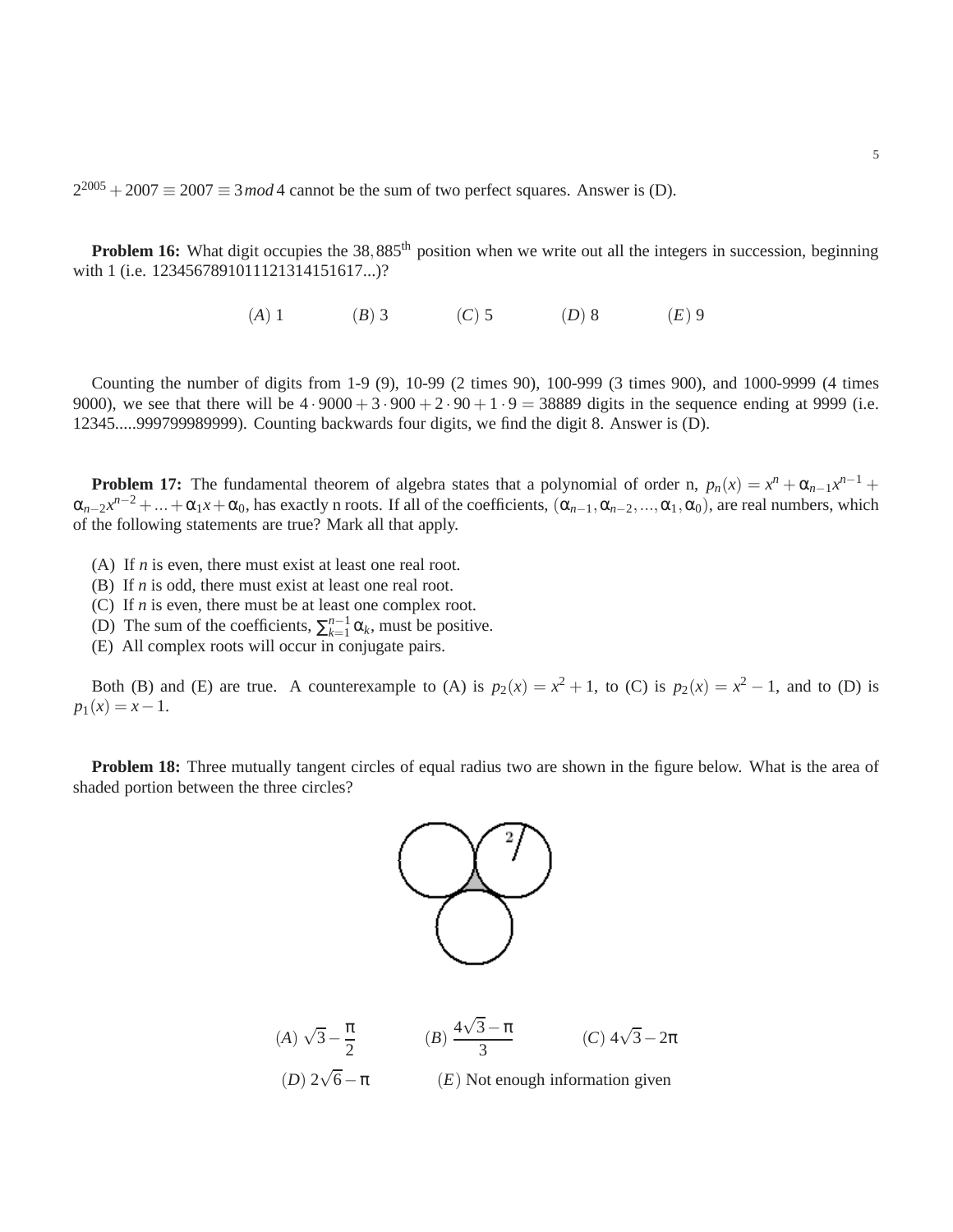$2^{2005} + 2007 \equiv 2007 \equiv 3 \, mod \, 4$ cannot be the sum of two perfect squares. Answer is (D).

**Problem 16:** What digit occupies the $38,885^{\text{th}}$ position when we write out all the integers in succession, beginning with 1 (i.e. 1234567891011121314151617...)?

$(A)$ 1 $\quad (B)$ 3 $\quad (C)$ 5 $\quad (D)$ 8 $\quad (E)$ 9

Counting the number of digits from 1-9 (9), 10-99 (2 times 90), 100-999 (3 times 900), and 1000-9999 (4 times 9000), we see that there will be $4 \cdot 9000 + 3 \cdot 900 + 2 \cdot 90 + 1 \cdot 9 = 38889$ digits in the sequence ending at 9999 (i.e. 12345.....999799989999). Counting backwards four digits, we find the digit 8. Answer is (D).

**Problem 17:** The fundamental theorem of algebra states that a polynomial of order n, $p_n(x) = x^n + \alpha_{n-1}x^{n-1} + \alpha_{n-2}x^{n-2} + \ldots + \alpha_1 x + \alpha_0$, has exactly n roots. If all of the coefficients, $(\alpha_{n-1}, \alpha_{n-2}, \ldots, \alpha_1, \alpha_0)$, are real numbers, which of the following statements are true? Mark all that apply.

(A) If $n$ is even, there must exist at least one real root.
(B) If $n$ is odd, there must exist at least one real root.
(C) If $n$ is even, there must be at least one complex root.
(D) The sum of the coefficients, $\sum_{k=1}^{n-1} \alpha_k$, must be positive.
(E) All complex roots will occur in conjugate pairs.

Both (B) and (E) are true. A counterexample to (A) is $p_2(x) = x^2 + 1$, to (C) is $p_2(x) = x^2 - 1$, and to (D) is $p_1(x) = x - 1$.

**Problem 18:** Three mutually tangent circles of equal radius two are shown in the figure below. What is the area of shaded portion between the three circles?

$(A)$ $\sqrt{3} - \dfrac{\pi}{2}$ $\quad (B)$ $\dfrac{4\sqrt{3} - \pi}{3}$ $\quad (C)$ $4\sqrt{3} - 2\pi$

$(D)$ $2\sqrt{6} - \pi$ $\quad (E)$ Not enough information given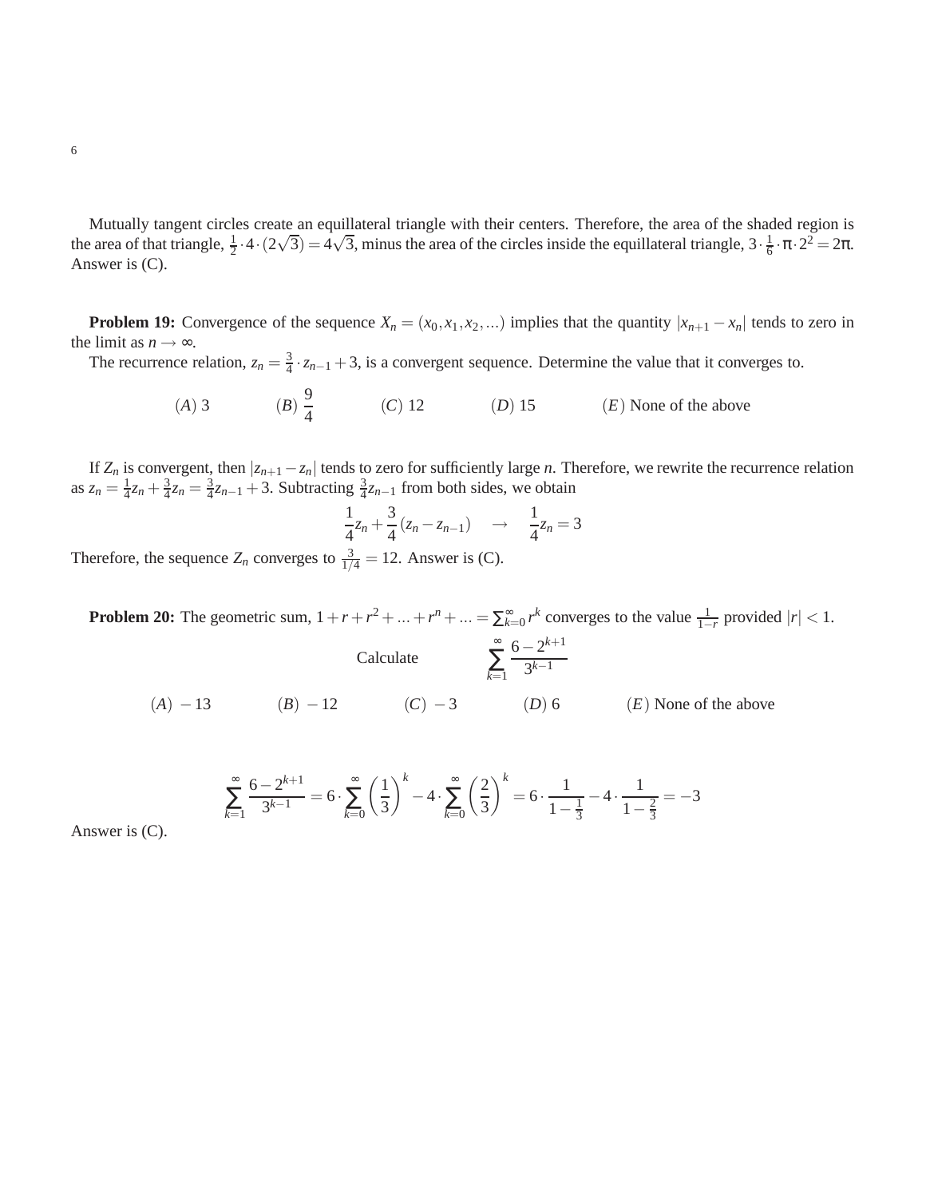Mutually tangent circles create an equillateral triangle with their centers. Therefore, the area of the shaded region is the area of that triangle, $\frac{1}{2} \cdot 4 \cdot (2\sqrt{3}) = 4\sqrt{3}$, minus the area of the circles inside the equillateral triangle, $3 \cdot \frac{1}{6} \cdot \pi \cdot 2^2 = 2\pi$. Answer is (C).

**Problem 19:** Convergence of the sequence $X_n = (x_0, x_1, x_2, ...)$ implies that the quantity $|x_{n+1} - x_n|$ tends to zero in the limit as $n \to \infty$.

The recurrence relation, $z_n = \frac{3}{4} \cdot z_{n-1} + 3$, is a convergent sequence. Determine the value that it converges to.

$(A)$ 3 $\quad$ $(B)$ $\frac{9}{4}$ $\quad$ $(C)$ 12 $\quad$ $(D)$ 15 $\quad$ $(E)$ None of the above

If $Z_n$ is convergent, then $|z_{n+1} - z_n|$ tends to zero for sufficiently large $n$. Therefore, we rewrite the recurrence relation as $z_n = \frac{1}{4}z_n + \frac{3}{4}z_n = \frac{3}{4}z_{n-1} + 3$. Subtracting $\frac{3}{4}z_{n-1}$ from both sides, we obtain

$$\frac{1}{4}z_n + \frac{3}{4}(z_n - z_{n-1}) \quad \to \quad \frac{1}{4}z_n = 3$$

Therefore, the sequence $Z_n$ converges to $\frac{3}{1/4} = 12$. Answer is (C).

**Problem 20:** The geometric sum, $1 + r + r^2 + ... + r^n + ... = \sum_{k=0}^{\infty} r^k$ converges to the value $\frac{1}{1-r}$ provided $|r| < 1$.

$$\text{Calculate} \qquad \sum_{k=1}^{\infty} \frac{6 - 2^{k+1}}{3^{k-1}}$$

$(A)$ $-13$ $\quad$ $(B)$ $-12$ $\quad$ $(C)$ $-3$ $\quad$ $(D)$ 6 $\quad$ $(E)$ None of the above

$$\sum_{k=1}^{\infty} \frac{6 - 2^{k+1}}{3^{k-1}} = 6 \cdot \sum_{k=0}^{\infty} \left(\frac{1}{3}\right)^k - 4 \cdot \sum_{k=0}^{\infty} \left(\frac{2}{3}\right)^k = 6 \cdot \frac{1}{1 - \frac{1}{3}} - 4 \cdot \frac{1}{1 - \frac{2}{3}} = -3$$

Answer is (C).